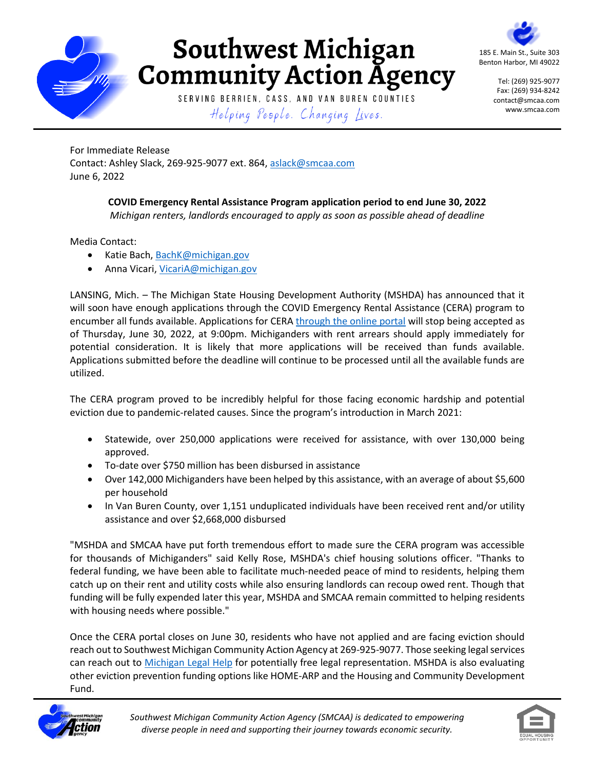# Southwest Michigan Community Action Agency

SERVING BERRIEN, CASS, AND VAN BUREN COUNTIES

*Helping People. Changing Lives.*

185 E. Main St., Suite 303
Benton Harbor, MI 49022

Tel: (269) 925-9077
Fax: (269) 934-8242
contact@smcaa.com
www.smcaa.com

For Immediate Release
Contact: Ashley Slack, 269-925-9077 ext. 864, aslack@smcaa.com
June 6, 2022

**COVID Emergency Rental Assistance Program application period to end June 30, 2022**

*Michigan renters, landlords encouraged to apply as soon as possible ahead of deadline*

Media Contact:

- Katie Bach, BachK@michigan.gov
- Anna Vicari, VicariA@michigan.gov

LANSING, Mich. – The Michigan State Housing Development Authority (MSHDA) has announced that it will soon have enough applications through the COVID Emergency Rental Assistance (CERA) program to encumber all funds available. Applications for CERA through the online portal will stop being accepted as of Thursday, June 30, 2022, at 9:00pm. Michiganders with rent arrears should apply immediately for potential consideration. It is likely that more applications will be received than funds available. Applications submitted before the deadline will continue to be processed until all the available funds are utilized.

The CERA program proved to be incredibly helpful for those facing economic hardship and potential eviction due to pandemic-related causes. Since the program's introduction in March 2021:

- Statewide, over 250,000 applications were received for assistance, with over 130,000 being approved.
- To-date over $750 million has been disbursed in assistance
- Over 142,000 Michiganders have been helped by this assistance, with an average of about $5,600 per household
- In Van Buren County, over 1,151 unduplicated individuals have been received rent and/or utility assistance and over $2,668,000 disbursed

"MSHDA and SMCAA have put forth tremendous effort to made sure the CERA program was accessible for thousands of Michiganders" said Kelly Rose, MSHDA's chief housing solutions officer. "Thanks to federal funding, we have been able to facilitate much-needed peace of mind to residents, helping them catch up on their rent and utility costs while also ensuring landlords can recoup owed rent. Though that funding will be fully expended later this year, MSHDA and SMCAA remain committed to helping residents with housing needs where possible."

Once the CERA portal closes on June 30, residents who have not applied and are facing eviction should reach out to Southwest Michigan Community Action Agency at 269-925-9077. Those seeking legal services can reach out to Michigan Legal Help for potentially free legal representation. MSHDA is also evaluating other eviction prevention funding options like HOME-ARP and the Housing and Community Development Fund.

*Southwest Michigan Community Action Agency (SMCAA) is dedicated to empowering diverse people in need and supporting their journey towards economic security.*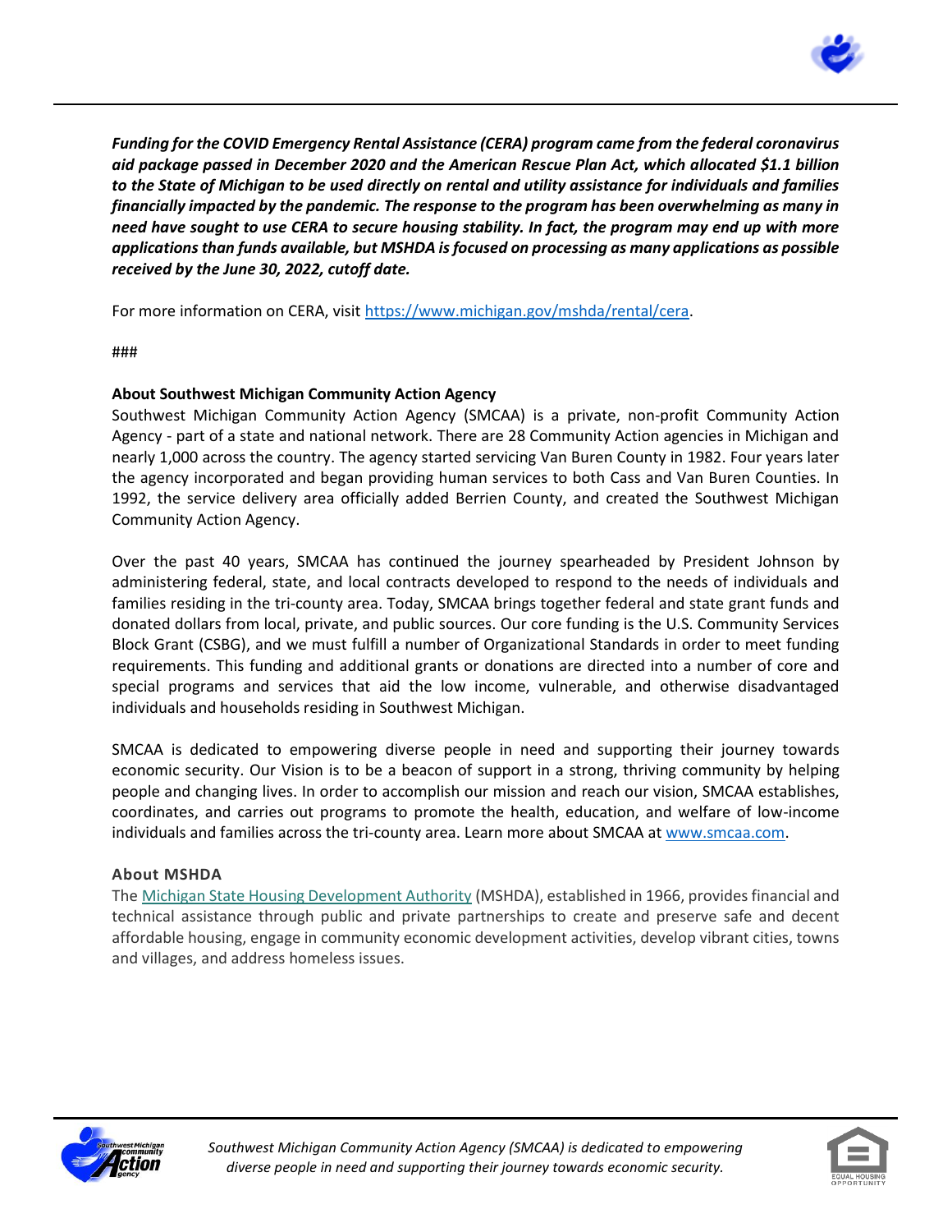***Funding for the COVID Emergency Rental Assistance (CERA) program came from the federal coronavirus aid package passed in December 2020 and the American Rescue Plan Act, which allocated $1.1 billion to the State of Michigan to be used directly on rental and utility assistance for individuals and families financially impacted by the pandemic. The response to the program has been overwhelming as many in need have sought to use CERA to secure housing stability. In fact, the program may end up with more applications than funds available, but MSHDA is focused on processing as many applications as possible received by the June 30, 2022, cutoff date.***

For more information on CERA, visit [https://www.michigan.gov/mshda/rental/cera](https://www.michigan.gov/mshda/rental/cera).

###

**About Southwest Michigan Community Action Agency**

Southwest Michigan Community Action Agency (SMCAA) is a private, non-profit Community Action Agency - part of a state and national network. There are 28 Community Action agencies in Michigan and nearly 1,000 across the country. The agency started servicing Van Buren County in 1982. Four years later the agency incorporated and began providing human services to both Cass and Van Buren Counties. In 1992, the service delivery area officially added Berrien County, and created the Southwest Michigan Community Action Agency.

Over the past 40 years, SMCAA has continued the journey spearheaded by President Johnson by administering federal, state, and local contracts developed to respond to the needs of individuals and families residing in the tri-county area. Today, SMCAA brings together federal and state grant funds and donated dollars from local, private, and public sources. Our core funding is the U.S. Community Services Block Grant (CSBG), and we must fulfill a number of Organizational Standards in order to meet funding requirements. This funding and additional grants or donations are directed into a number of core and special programs and services that aid the low income, vulnerable, and otherwise disadvantaged individuals and households residing in Southwest Michigan.

SMCAA is dedicated to empowering diverse people in need and supporting their journey towards economic security. Our Vision is to be a beacon of support in a strong, thriving community by helping people and changing lives. In order to accomplish our mission and reach our vision, SMCAA establishes, coordinates, and carries out programs to promote the health, education, and welfare of low-income individuals and families across the tri-county area. Learn more about SMCAA at [www.smcaa.com](http://www.smcaa.com).

**About MSHDA**

The [Michigan State Housing Development Authority](https://www.michigan.gov/mshda) (MSHDA), established in 1966, provides financial and technical assistance through public and private partnerships to create and preserve safe and decent affordable housing, engage in community economic development activities, develop vibrant cities, towns and villages, and address homeless issues.